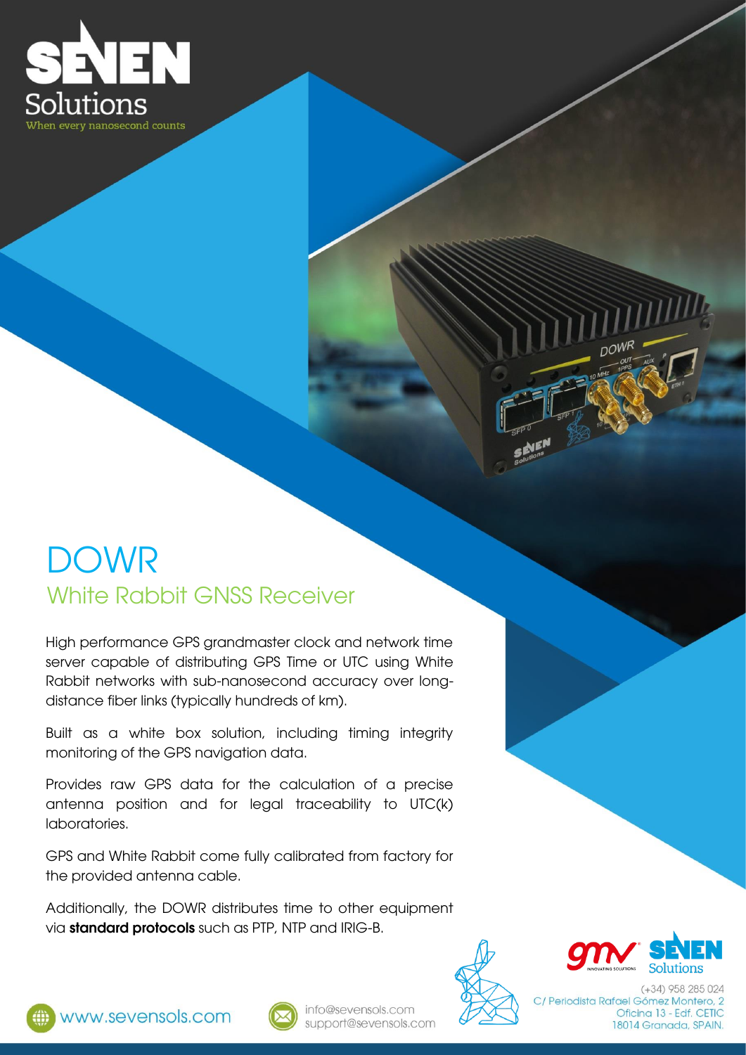SEVEN Solutions

When every nanosecond counts

# DOWR

## White Rabbit GNSS Receiver

High performance GPS grandmaster clock and network time server capable of distributing GPS Time or UTC using White Rabbit networks with sub-nanosecond accuracy over long-distance fiber links (typically hundreds of km).

Built as a white box solution, including timing integrity monitoring of the GPS navigation data.

Provides raw GPS data for the calculation of a precise antenna position and for legal traceability to UTC(k) laboratories.

GPS and White Rabbit come fully calibrated from factory for the provided antenna cable.

Additionally, the DOWR distributes time to other equipment via **standard protocols** such as PTP, NTP and IRIG-B.

www.sevensols.com

info@sevensols.com
support@sevensols.com

(+34) 958 285 024
C/ Periodista Rafael Gómez Montero, 2
Oficina 13 - Edf. CETIC
18014 Granada, SPAIN.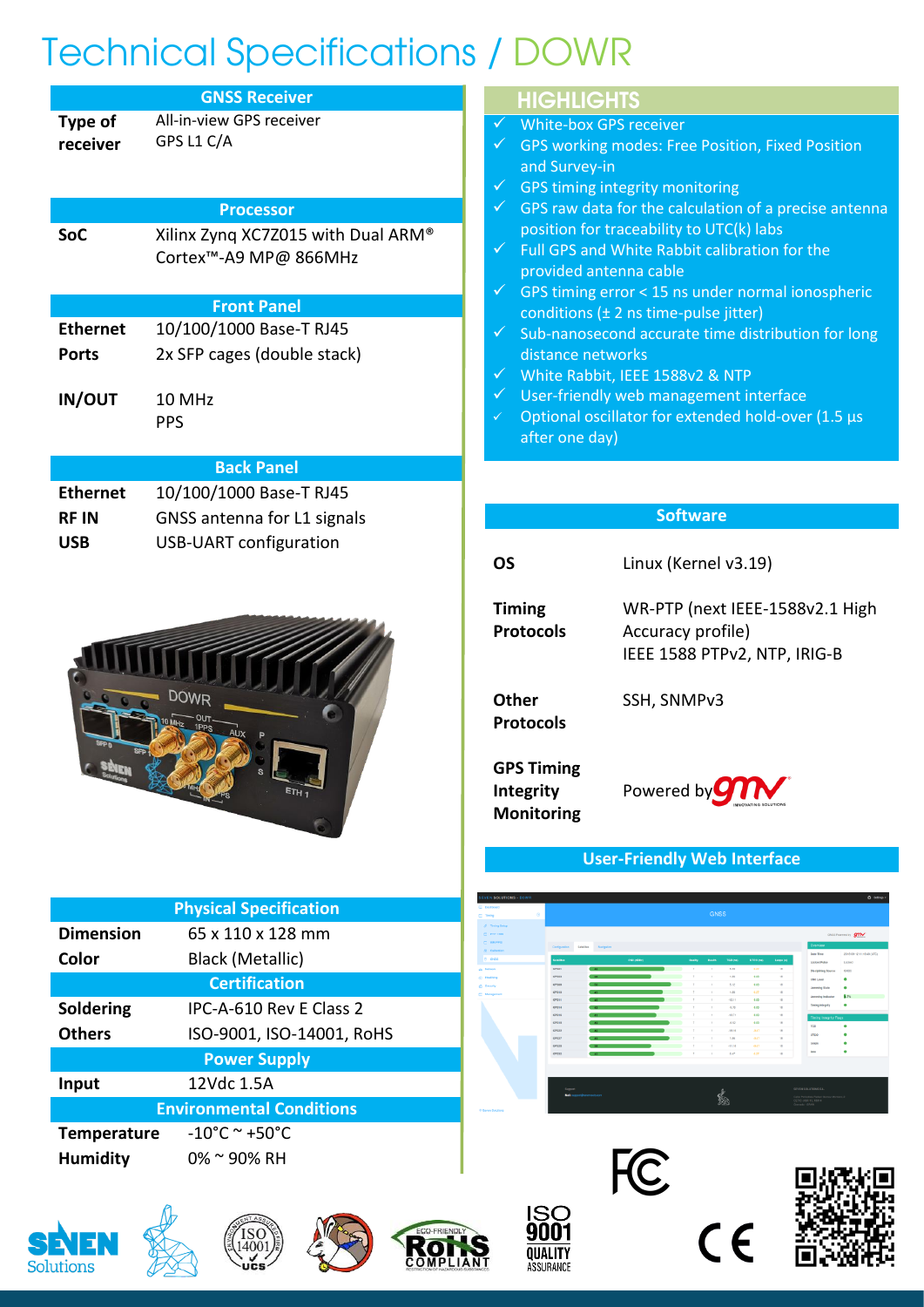# Technical Specifications / DOWR

| GNSS Receiver | |
|---|---|
| **Type of receiver** | All-in-view GPS receiver<br>GPS L1 C/A |

| Processor | |
|---|---|
| **SoC** | Xilinx Zynq XC7Z015 with Dual ARM® Cortex™-A9 MP@ 866MHz |

| Front Panel | |
|---|---|
| **Ethernet** | 10/100/1000 Base-T RJ45 |
| **Ports** | 2x SFP cages (double stack) |
| **IN/OUT** | 10 MHz<br>PPS |

| Back Panel | |
|---|---|
| **Ethernet** | 10/100/1000 Base-T RJ45 |
| **RF IN** | GNSS antenna for L1 signals |
| **USB** | USB-UART configuration |

| Physical Specification | |
|---|---|
| **Dimension** | 65 x 110 x 128 mm |
| **Color** | Black (Metallic) |
| **Certification** | |
| **Soldering** | IPC-A-610 Rev E Class 2 |
| **Others** | ISO-9001, ISO-14001, RoHS |
| **Power Supply** | |
| **Input** | 12Vdc 1.5A |
| **Environmental Conditions** | |
| **Temperature** | -10°C ~ +50°C |
| **Humidity** | 0% ~ 90% RH |

## HIGHLIGHTS

- ✓ White-box GPS receiver
- ✓ GPS working modes: Free Position, Fixed Position and Survey-in
- ✓ GPS timing integrity monitoring
- ✓ GPS raw data for the calculation of a precise antenna position for traceability to UTC(k) labs
- ✓ Full GPS and White Rabbit calibration for the provided antenna cable
- ✓ GPS timing error < 15 ns under normal ionospheric conditions (± 2 ns time-pulse jitter)
- ✓ Sub-nanosecond accurate time distribution for long distance networks
- ✓ White Rabbit, IEEE 1588v2 & NTP
- ✓ User-friendly web management interface
- ✓ Optional oscillator for extended hold-over (1.5 µs after one day)

| Software | |
|---|---|
| **OS** | Linux (Kernel v3.19) |
| **Timing Protocols** | WR-PTP (next IEEE-1588v2.1 High Accuracy profile)<br>IEEE 1588 PTPv2, NTP, IRIG-B |
| **Other Protocols** | SSH, SNMPv3 |
| **GPS Timing Integrity Monitoring** | Powered by GMV |

## User-Friendly Web Interface